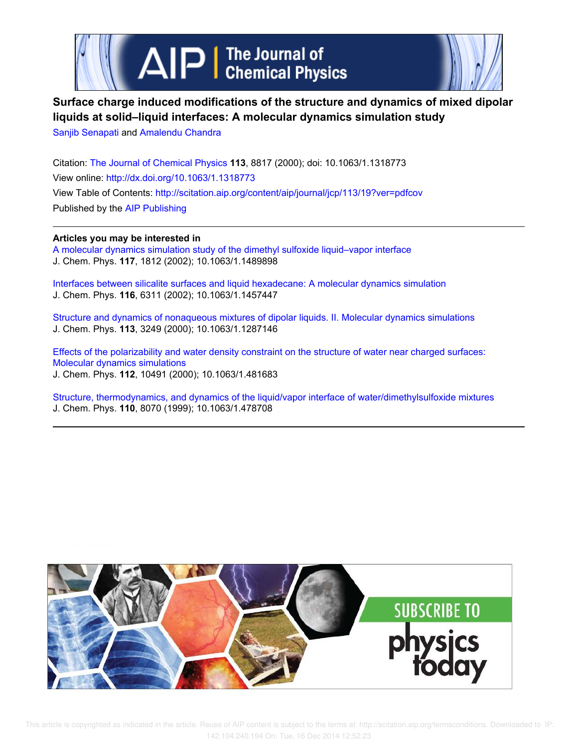# Surface charge induced modifications of the structure and dynamics of mixed dipolar liquids at solid–liquid interfaces: A molecular dynamics simulation study

Sanjib Senapati and Amalendu Chandra

Citation: The Journal of Chemical Physics **113**, 8817 (2000); doi: 10.1063/1.1318773
View online: http://dx.doi.org/10.1063/1.1318773
View Table of Contents: http://scitation.aip.org/content/aip/journal/jcp/113/19?ver=pdfcov
Published by the AIP Publishing

**Articles you may be interested in**

A molecular dynamics simulation study of the dimethyl sulfoxide liquid–vapor interface
J. Chem. Phys. **117**, 1812 (2002); 10.1063/1.1489898

Interfaces between silicalite surfaces and liquid hexadecane: A molecular dynamics simulation
J. Chem. Phys. **116**, 6311 (2002); 10.1063/1.1457447

Structure and dynamics of nonaqueous mixtures of dipolar liquids. II. Molecular dynamics simulations
J. Chem. Phys. **113**, 3249 (2000); 10.1063/1.1287146

Effects of the polarizability and water density constraint on the structure of water near charged surfaces: Molecular dynamics simulations
J. Chem. Phys. **112**, 10491 (2000); 10.1063/1.481683

Structure, thermodynamics, and dynamics of the liquid/vapor interface of water/dimethylsulfoxide mixtures
J. Chem. Phys. **110**, 8070 (1999); 10.1063/1.478708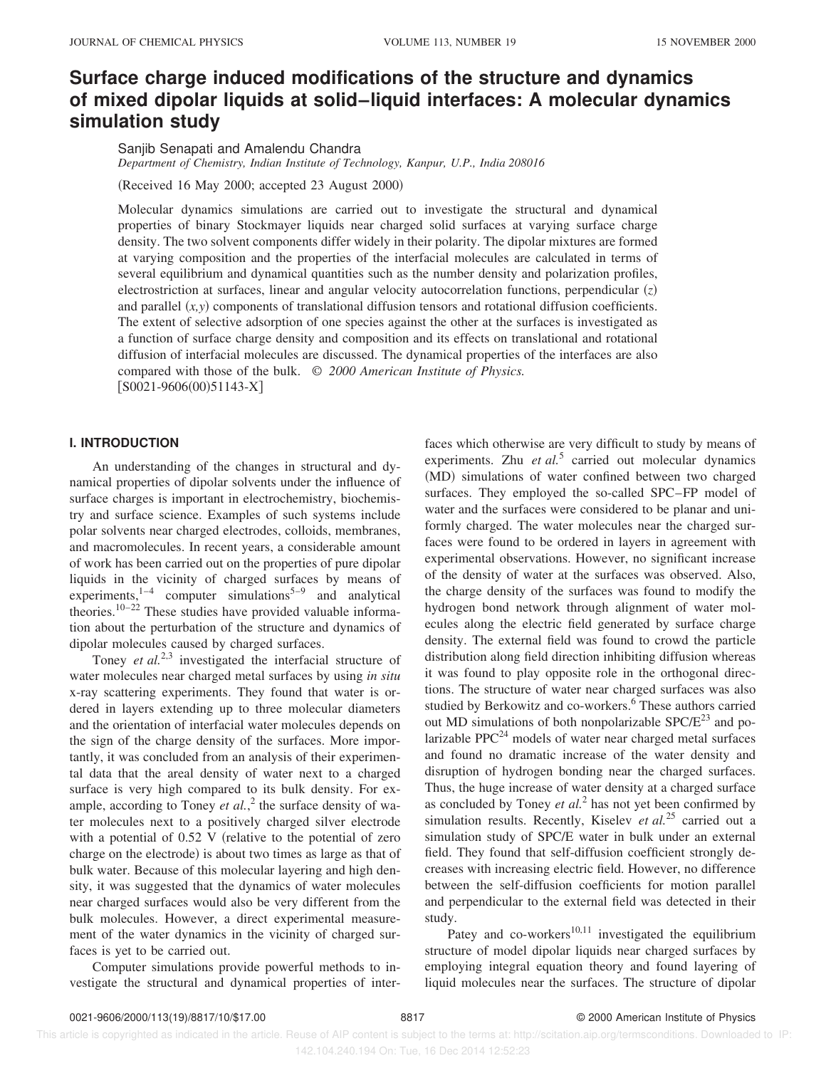# Surface charge induced modifications of the structure and dynamics of mixed dipolar liquids at solid–liquid interfaces: A molecular dynamics simulation study

Sanjib Senapati and Amalendu Chandra

*Department of Chemistry, Indian Institute of Technology, Kanpur, U.P., India 208016*

(Received 16 May 2000; accepted 23 August 2000)

Molecular dynamics simulations are carried out to investigate the structural and dynamical properties of binary Stockmayer liquids near charged solid surfaces at varying surface charge density. The two solvent components differ widely in their polarity. The dipolar mixtures are formed at varying composition and the properties of the interfacial molecules are calculated in terms of several equilibrium and dynamical quantities such as the number density and polarization profiles, electrostriction at surfaces, linear and angular velocity autocorrelation functions, perpendicular ($z$) and parallel ($x,y$) components of translational diffusion tensors and rotational diffusion coefficients. The extent of selective adsorption of one species against the other at the surfaces is investigated as a function of surface charge density and composition and its effects on translational and rotational diffusion of interfacial molecules are discussed. The dynamical properties of the interfaces are also compared with those of the bulk. © *2000 American Institute of Physics.* [S0021-9606(00)51143-X]

## I. INTRODUCTION

An understanding of the changes in structural and dynamical properties of dipolar solvents under the influence of surface charges is important in electrochemistry, biochemistry and surface science. Examples of such systems include polar solvents near charged electrodes, colloids, membranes, and macromolecules. In recent years, a considerable amount of work has been carried out on the properties of pure dipolar liquids in the vicinity of charged surfaces by means of experiments,[1–4] computer simulations[5–9] and analytical theories.[10–22] These studies have provided valuable information about the perturbation of the structure and dynamics of dipolar molecules caused by charged surfaces.

Toney *et al.*[2,3] investigated the interfacial structure of water molecules near charged metal surfaces by using *in situ* x-ray scattering experiments. They found that water is ordered in layers extending up to three molecular diameters and the orientation of interfacial water molecules depends on the sign of the charge density of the surfaces. More importantly, it was concluded from an analysis of their experimental data that the areal density of water next to a charged surface is very high compared to its bulk density. For example, according to Toney *et al.*,[2] the surface density of water molecules next to a positively charged silver electrode with a potential of 0.52 V (relative to the potential of zero charge on the electrode) is about two times as large as that of bulk water. Because of this molecular layering and high density, it was suggested that the dynamics of water molecules near charged surfaces would also be very different from the bulk molecules. However, a direct experimental measurement of the water dynamics in the vicinity of charged surfaces is yet to be carried out.

Computer simulations provide powerful methods to investigate the structural and dynamical properties of interfaces which otherwise are very difficult to study by means of experiments. Zhu *et al.*[5] carried out molecular dynamics (MD) simulations of water confined between two charged surfaces. They employed the so-called SPC–FP model of water and the surfaces were considered to be planar and uniformly charged. The water molecules near the charged surfaces were found to be ordered in layers in agreement with experimental observations. However, no significant increase of the density of water at the surfaces was observed. Also, the charge density of the surfaces was found to modify the hydrogen bond network through alignment of water molecules along the electric field generated by surface charge density. The external field was found to crowd the particle distribution along field direction inhibiting diffusion whereas it was found to play opposite role in the orthogonal directions. The structure of water near charged surfaces was also studied by Berkowitz and co-workers.[6] These authors carried out MD simulations of both nonpolarizable SPC/E[23] and polarizable PPC[24] models of water near charged metal surfaces and found no dramatic increase of the water density and disruption of hydrogen bonding near the charged surfaces. Thus, the huge increase of water density at a charged surface as concluded by Toney *et al.*[2] has not yet been confirmed by simulation results. Recently, Kiselev *et al.*[25] carried out a simulation study of SPC/E water in bulk under an external field. They found that self-diffusion coefficient strongly decreases with increasing electric field. However, no difference between the self-diffusion coefficients for motion parallel and perpendicular to the external field was detected in their study.

Patey and co-workers[10,11] investigated the equilibrium structure of model dipolar liquids near charged surfaces by employing integral equation theory and found layering of liquid molecules near the surfaces. The structure of dipolar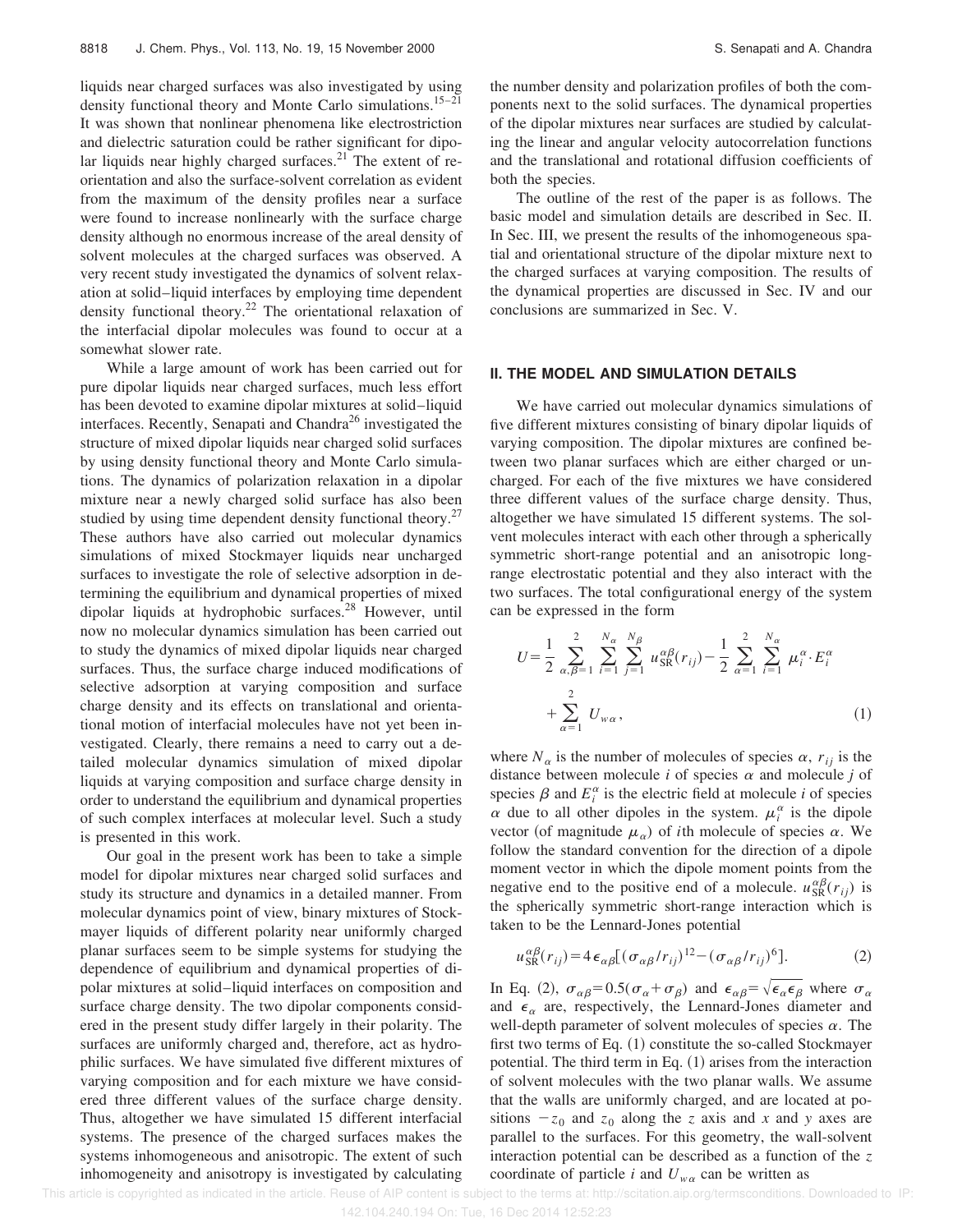liquids near charged surfaces was also investigated by using density functional theory and Monte Carlo simulations.[15–21] It was shown that nonlinear phenomena like electrostriction and dielectric saturation could be rather significant for dipolar liquids near highly charged surfaces.[21] The extent of reorientation and also the surface-solvent correlation as evident from the maximum of the density profiles near a surface were found to increase nonlinearly with the surface charge density although no enormous increase of the areal density of solvent molecules at the charged surfaces was observed. A very recent study investigated the dynamics of solvent relaxation at solid–liquid interfaces by employing time dependent density functional theory.[22] The orientational relaxation of the interfacial dipolar molecules was found to occur at a somewhat slower rate.

While a large amount of work has been carried out for pure dipolar liquids near charged surfaces, much less effort has been devoted to examine dipolar mixtures at solid–liquid interfaces. Recently, Senapati and Chandra[26] investigated the structure of mixed dipolar liquids near charged solid surfaces by using density functional theory and Monte Carlo simulations. The dynamics of polarization relaxation in a dipolar mixture near a newly charged solid surface has also been studied by using time dependent density functional theory.[27] These authors have also carried out molecular dynamics simulations of mixed Stockmayer liquids near uncharged surfaces to investigate the role of selective adsorption in determining the equilibrium and dynamical properties of mixed dipolar liquids at hydrophobic surfaces.[28] However, until now no molecular dynamics simulation has been carried out to study the dynamics of mixed dipolar liquids near charged surfaces. Thus, the surface charge induced modifications of selective adsorption at varying composition and surface charge density and its effects on translational and orientational motion of interfacial molecules have not yet been investigated. Clearly, there remains a need to carry out a detailed molecular dynamics simulation of mixed dipolar liquids at varying composition and surface charge density in order to understand the equilibrium and dynamical properties of such complex interfaces at molecular level. Such a study is presented in this work.

Our goal in the present work has been to take a simple model for dipolar mixtures near charged solid surfaces and study its structure and dynamics in a detailed manner. From molecular dynamics point of view, binary mixtures of Stockmayer liquids of different polarity near uniformly charged planar surfaces seem to be simple systems for studying the dependence of equilibrium and dynamical properties of dipolar mixtures at solid–liquid interfaces on composition and surface charge density. The two dipolar components considered in the present study differ largely in their polarity. The surfaces are uniformly charged and, therefore, act as hydrophilic surfaces. We have simulated five different mixtures of varying composition and for each mixture we have considered three different values of the surface charge density. Thus, altogether we have simulated 15 different interfacial systems. The presence of the charged surfaces makes the systems inhomogeneous and anisotropic. The extent of such inhomogeneity and anisotropy is investigated by calculating the number density and polarization profiles of both the components next to the solid surfaces. The dynamical properties of the dipolar mixtures near surfaces are studied by calculating the linear and angular velocity autocorrelation functions and the translational and rotational diffusion coefficients of both the species.

The outline of the rest of the paper is as follows. The basic model and simulation details are described in Sec. II. In Sec. III, we present the results of the inhomogeneous spatial and orientational structure of the dipolar mixture next to the charged surfaces at varying composition. The results of the dynamical properties are discussed in Sec. IV and our conclusions are summarized in Sec. V.

## II. THE MODEL AND SIMULATION DETAILS

We have carried out molecular dynamics simulations of five different mixtures consisting of binary dipolar liquids of varying composition. The dipolar mixtures are confined between two planar surfaces which are either charged or uncharged. For each of the five mixtures we have considered three different values of the surface charge density. Thus, altogether we have simulated 15 different systems. The solvent molecules interact with each other through a spherically symmetric short-range potential and an anisotropic long-range electrostatic potential and they also interact with the two surfaces. The total configurational energy of the system can be expressed in the form

$$U=\frac{1}{2}\sum_{\alpha,\beta=1}^{2}\sum_{i=1}^{N_\alpha}\sum_{j=1}^{N_\beta}u_{\mathrm{SR}}^{\alpha\beta}(r_{ij})-\frac{1}{2}\sum_{\alpha=1}^{2}\sum_{i=1}^{N_\alpha}\mu_i^\alpha\cdot E_i^\alpha+\sum_{\alpha=1}^{2}U_{w\alpha}, \tag{1}$$

where $N_\alpha$ is the number of molecules of species $\alpha$, $r_{ij}$ is the distance between molecule $i$ of species $\alpha$ and molecule $j$ of species $\beta$ and $E_i^\alpha$ is the electric field at molecule $i$ of species $\alpha$ due to all other dipoles in the system. $\mu_i^\alpha$ is the dipole vector (of magnitude $\mu_\alpha$) of $i$th molecule of species $\alpha$. We follow the standard convention for the direction of a dipole moment vector in which the dipole moment points from the negative end to the positive end of a molecule. $u_{\mathrm{SR}}^{\alpha\beta}(r_{ij})$ is the spherically symmetric short-range interaction which is taken to be the Lennard-Jones potential

$$u_{\mathrm{SR}}^{\alpha\beta}(r_{ij})=4\epsilon_{\alpha\beta}[(\sigma_{\alpha\beta}/r_{ij})^{12}-(\sigma_{\alpha\beta}/r_{ij})^{6}]. \tag{2}$$

In Eq. (2), $\sigma_{\alpha\beta}=0.5(\sigma_\alpha+\sigma_\beta)$ and $\epsilon_{\alpha\beta}=\sqrt{\epsilon_\alpha\epsilon_\beta}$ where $\sigma_\alpha$ and $\epsilon_\alpha$ are, respectively, the Lennard-Jones diameter and well-depth parameter of solvent molecules of species $\alpha$. The first two terms of Eq. (1) constitute the so-called Stockmayer potential. The third term in Eq. (1) arises from the interaction of solvent molecules with the two planar walls. We assume that the walls are uniformly charged, and are located at positions $-z_0$ and $z_0$ along the $z$ axis and $x$ and $y$ axes are parallel to the surfaces. For this geometry, the wall-solvent interaction potential can be described as a function of the $z$ coordinate of particle $i$ and $U_{w\alpha}$ can be written as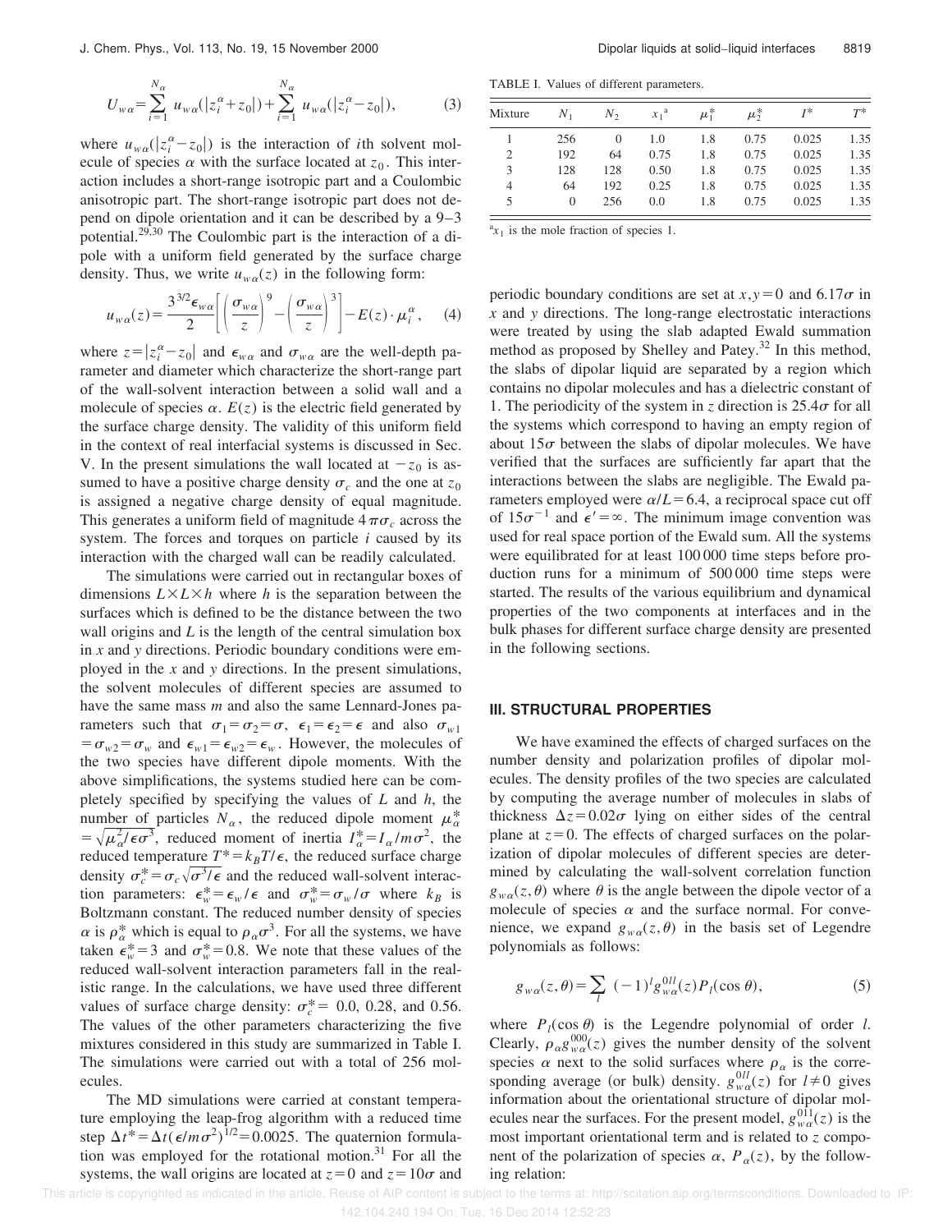$$U_{w\alpha} = \sum_{i=1}^{N_\alpha} u_{w\alpha}(|z_i^\alpha + z_0|) + \sum_{i=1}^{N_\alpha} u_{w\alpha}(|z_i^\alpha - z_0|), \tag{3}$$

where $u_{w\alpha}(|z_i^\alpha - z_0|)$ is the interaction of $i$th solvent molecule of species $\alpha$ with the surface located at $z_0$. This interaction includes a short-range isotropic part and a Coulombic anisotropic part. The short-range isotropic part does not depend on dipole orientation and it can be described by a 9–3 potential.[29,30] The Coulombic part is the interaction of a dipole with a uniform field generated by the surface charge density. Thus, we write $u_{w\alpha}(z)$ in the following form:

$$u_{w\alpha}(z) = \frac{3^{3/2}\epsilon_{w\alpha}}{2}\left[\left(\frac{\sigma_{w\alpha}}{z}\right)^9 - \left(\frac{\sigma_{w\alpha}}{z}\right)^3\right] - E(z)\cdot \mu_i^\alpha, \tag{4}$$

where $z = |z_i^\alpha - z_0|$ and $\epsilon_{w\alpha}$ and $\sigma_{w\alpha}$ are the well-depth parameter and diameter which characterize the short-range part of the wall-solvent interaction between a solid wall and a molecule of species $\alpha$. $E(z)$ is the electric field generated by the surface charge density. The validity of this uniform field in the context of real interfacial systems is discussed in Sec. V. In the present simulations the wall located at $-z_0$ is assumed to have a positive charge density $\sigma_c$ and the one at $z_0$ is assigned a negative charge density of equal magnitude. This generates a uniform field of magnitude $4\pi\sigma_c$ across the system. The forces and torques on particle $i$ caused by its interaction with the charged wall can be readily calculated.

The simulations were carried out in rectangular boxes of dimensions $L \times L \times h$ where $h$ is the separation between the surfaces which is defined to be the distance between the two wall origins and $L$ is the length of the central simulation box in $x$ and $y$ directions. Periodic boundary conditions were employed in the $x$ and $y$ directions. In the present simulations, the solvent molecules of different species are assumed to have the same mass $m$ and also the same Lennard-Jones parameters such that $\sigma_1 = \sigma_2 = \sigma$, $\epsilon_1 = \epsilon_2 = \epsilon$ and also $\sigma_{w1} = \sigma_{w2} = \sigma_w$ and $\epsilon_{w1} = \epsilon_{w2} = \epsilon_w$. However, the molecules of the two species have different dipole moments. With the above simplifications, the systems studied here can be completely specified by specifying the values of $L$ and $h$, the number of particles $N_\alpha$, the reduced dipole moment $\mu_\alpha^* = \sqrt{\mu_\alpha^2/\epsilon\sigma^3}$, reduced moment of inertia $I_\alpha^* = I_\alpha/m\sigma^2$, the reduced temperature $T^* = k_BT/\epsilon$, the reduced surface charge density $\sigma_c^* = \sigma_c\sqrt{\sigma^3/\epsilon}$ and the reduced wall-solvent interaction parameters: $\epsilon_w^* = \epsilon_w/\epsilon$ and $\sigma_w^* = \sigma_w/\sigma$ where $k_B$ is Boltzmann constant. The reduced number density of species $\alpha$ is $\rho_\alpha^*$ which is equal to $\rho_\alpha\sigma^3$. For all the systems, we have taken $\epsilon_w^* = 3$ and $\sigma_w^* = 0.8$. We note that these values of the reduced wall-solvent interaction parameters fall in the realistic range. In the calculations, we have used three different values of surface charge density: $\sigma_c^* =$ 0.0, 0.28, and 0.56. The values of the other parameters characterizing the five mixtures considered in this study are summarized in Table I. The simulations were carried out with a total of 256 molecules.

The MD simulations were carried at constant temperature employing the leap-frog algorithm with a reduced time step $\Delta t^* = \Delta t(\epsilon/m\sigma^2)^{1/2} = 0.0025$. The quaternion formulation was employed for the rotational motion.[31] For all the systems, the wall origins are located at $z = 0$ and $z = 10\sigma$ and periodic boundary conditions are set at $x, y = 0$ and $6.17\sigma$ in $x$ and $y$ directions. The long-range electrostatic interactions were treated by using the slab adapted Ewald summation method as proposed by Shelley and Patey.[32] In this method, the slabs of dipolar liquid are separated by a region which contains no dipolar molecules and has a dielectric constant of 1. The periodicity of the system in $z$ direction is $25.4\sigma$ for all the systems which correspond to having an empty region of about $15\sigma$ between the slabs of dipolar molecules. We have verified that the surfaces are sufficiently far apart that the interactions between the slabs are negligible. The Ewald parameters employed were $\alpha/L = 6.4$, a reciprocal space cut off of $15\sigma^{-1}$ and $\epsilon' = \infty$. The minimum image convention was used for real space portion of the Ewald sum. All the systems were equilibrated for at least 100 000 time steps before production runs for a minimum of 500 000 time steps were started. The results of the various equilibrium and dynamical properties of the two components at interfaces and in the bulk phases for different surface charge density are presented in the following sections.

TABLE I. Values of different parameters.

| Mixture | $N_1$ | $N_2$ | $x_1$[a] | $\mu_1^*$ | $\mu_2^*$ | $I^*$ | $T^*$ |
|---|---|---|---|---|---|---|---|
| 1 | 256 | 0 | 1.0 | 1.8 | 0.75 | 0.025 | 1.35 |
| 2 | 192 | 64 | 0.75 | 1.8 | 0.75 | 0.025 | 1.35 |
| 3 | 128 | 128 | 0.50 | 1.8 | 0.75 | 0.025 | 1.35 |
| 4 | 64 | 192 | 0.25 | 1.8 | 0.75 | 0.025 | 1.35 |
| 5 | 0 | 256 | 0.0 | 1.8 | 0.75 | 0.025 | 1.35 |

[a] $x_1$ is the mole fraction of species 1.

## III. STRUCTURAL PROPERTIES

We have examined the effects of charged surfaces on the number density and polarization profiles of dipolar molecules. The density profiles of the two species are calculated by computing the average number of molecules in slabs of thickness $\Delta z = 0.02\sigma$ lying on either sides of the central plane at $z = 0$. The effects of charged surfaces on the polarization of dipolar molecules of different species are determined by calculating the wall-solvent correlation function $g_{w\alpha}(z,\theta)$ where $\theta$ is the angle between the dipole vector of a molecule of species $\alpha$ and the surface normal. For convenience, we expand $g_{w\alpha}(z,\theta)$ in the basis set of Legendre polynomials as follows:

$$g_{w\alpha}(z,\theta) = \sum_l (-1)^l g_{w\alpha}^{0ll}(z) P_l(\cos\theta), \tag{5}$$

where $P_l(\cos\theta)$ is the Legendre polynomial of order $l$. Clearly, $\rho_\alpha g_{w\alpha}^{000}(z)$ gives the number density of the solvent species $\alpha$ next to the solid surfaces where $\rho_\alpha$ is the corresponding average (or bulk) density. $g_{w\alpha}^{0ll}(z)$ for $l \neq 0$ gives information about the orientational structure of dipolar molecules near the surfaces. For the present model, $g_{w\alpha}^{011}(z)$ is the most important orientational term and is related to $z$ component of the polarization of species $\alpha$, $P_\alpha(z)$, by the following relation: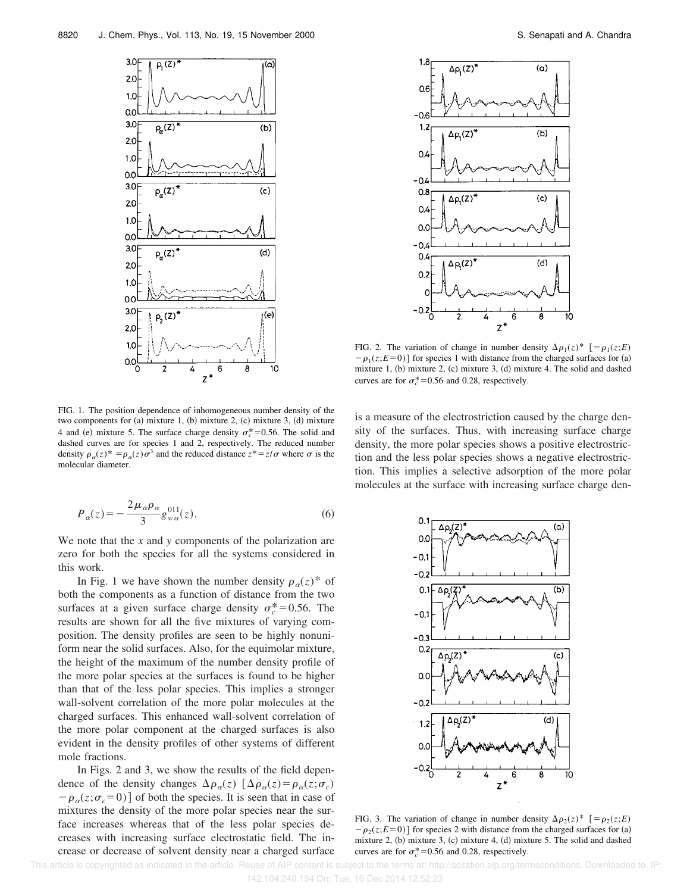FIG. 1. The position dependence of inhomogeneous number density of the two components for (a) mixture 1, (b) mixture 2, (c) mixture 3, (d) mixture 4 and (e) mixture 5. The surface charge density $\sigma_c^* = 0.56$. The solid and dashed curves are for species 1 and 2, respectively. The reduced number density $\rho_\alpha(z)^* = \rho_\alpha(z)\sigma^3$ and the reduced distance $z^* = z/\sigma$ where $\sigma$ is the molecular diameter.

$$P_\alpha(z) = -\frac{2\mu_\alpha\rho_\alpha}{3} g_{w\alpha}^{011}(z). \tag{6}$$

We note that the $x$ and $y$ components of the polarization are zero for both the species for all the systems considered in this work.

In Fig. 1 we have shown the number density $\rho_\alpha(z)^*$ of both the components as a function of distance from the two surfaces at a given surface charge density $\sigma_c^* = 0.56$. The results are shown for all the five mixtures of varying composition. The density profiles are seen to be highly nonuniform near the solid surfaces. Also, for the equimolar mixture, the height of the maximum of the number density profile of the more polar species at the surfaces is found to be higher than that of the less polar species. This implies a stronger wall-solvent correlation of the more polar molecules at the charged surfaces. This enhanced wall-solvent correlation of the more polar component at the charged surfaces is also evident in the density profiles of other systems of different mole fractions.

In Figs. 2 and 3, we show the results of the field dependence of the density changes $\Delta\rho_\alpha(z)$ $[\Delta\rho_\alpha(z) = \rho_\alpha(z;\sigma_c) - \rho_\alpha(z;\sigma_c = 0)]$ of both the species. It is seen that in case of mixtures the density of the more polar species near the surface increases whereas that of the less polar species decreases with increasing surface electrostatic field. The increase or decrease of solvent density near a charged surface is a measure of the electrostriction caused by the charge density of the surfaces. Thus, with increasing surface charge density, the more polar species shows a positive electrostriction and the less polar species shows a negative electrostriction. This implies a selective adsorption of the more polar molecules at the surface with increasing surface charge den-

FIG. 2. The variation of change in number density $\Delta\rho_1(z)^*$ $[= \rho_1(z;E) - \rho_1(z;E=0)]$ for species 1 with distance from the charged surfaces for (a) mixture 1, (b) mixture 2, (c) mixture 3, (d) mixture 4. The solid and dashed curves are for $\sigma_c^* = 0.56$ and 0.28, respectively.

FIG. 3. The variation of change in number density $\Delta\rho_2(z)^*$ $[= \rho_2(z;E) - \rho_2(z;E=0)]$ for species 2 with distance from the charged surfaces for (a) mixture 2, (b) mixture 3, (c) mixture 4, (d) mixture 5. The solid and dashed curves are for $\sigma_c^* = 0.56$ and 0.28, respectively.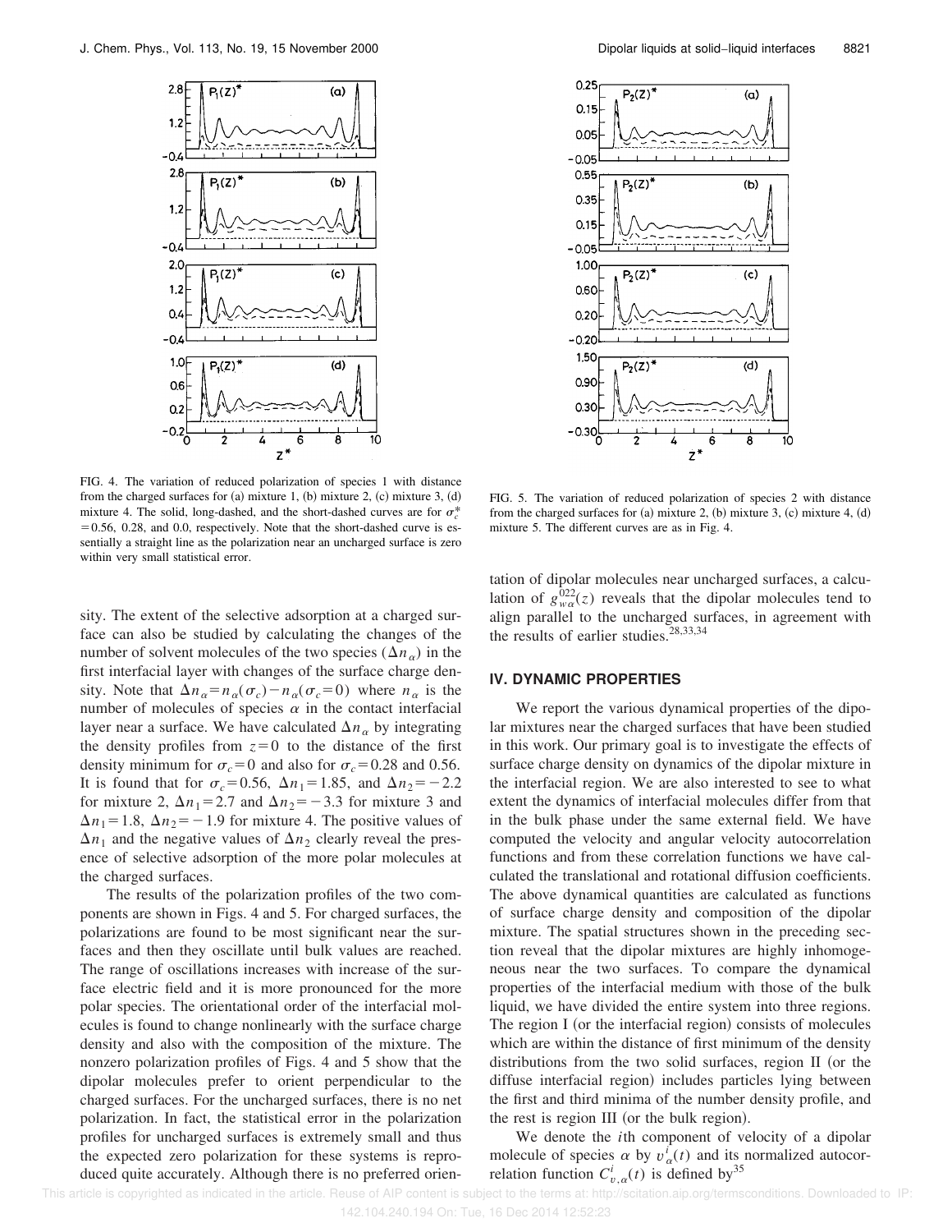P$_1$(Z)*

(a)

2.8

1.2

-0.4

(b)

2.8

1.2

-0.4

(c)

2.0

1.2

0.4

-0.4

(d)

1.0

0.6

0.2

-0.2

0 2 4 6 8 10

Z*

FIG. 4. The variation of reduced polarization of species 1 with distance from the charged surfaces for (a) mixture 1, (b) mixture 2, (c) mixture 3, (d) mixture 4. The solid, long-dashed, and the short-dashed curves are for $\sigma_c^* = 0.56$, 0.28, and 0.0, respectively. Note that the short-dashed curve is essentially a straight line as the polarization near an uncharged surface is zero within very small statistical error.

P$_2$(Z)*

(a)

0.25

0.15

0.05

-0.05

(b)

0.55

0.35

0.15

-0.05

(c)

1.00

0.60

0.20

-0.20

(d)

1.50

0.90

0.30

-0.30

0 2 4 6 8 10

Z*

FIG. 5. The variation of reduced polarization of species 2 with distance from the charged surfaces for (a) mixture 2, (b) mixture 3, (c) mixture 4, (d) mixture 5. The different curves are as in Fig. 4.

sity. The extent of the selective adsorption at a charged surface can also be studied by calculating the changes of the number of solvent molecules of the two species ($\Delta n_\alpha$) in the first interfacial layer with changes of the surface charge density. Note that $\Delta n_\alpha = n_\alpha(\sigma_c) - n_\alpha(\sigma_c = 0)$ where $n_\alpha$ is the number of molecules of species $\alpha$ in the contact interfacial layer near a surface. We have calculated $\Delta n_\alpha$ by integrating the density profiles from $z=0$ to the distance of the first density minimum for $\sigma_c = 0$ and also for $\sigma_c = 0.28$ and 0.56. It is found that for $\sigma_c = 0.56$, $\Delta n_1 = 1.85$, and $\Delta n_2 = -2.2$ for mixture 2, $\Delta n_1 = 2.7$ and $\Delta n_2 = -3.3$ for mixture 3 and $\Delta n_1 = 1.8$, $\Delta n_2 = -1.9$ for mixture 4. The positive values of $\Delta n_1$ and the negative values of $\Delta n_2$ clearly reveal the presence of selective adsorption of the more polar molecules at the charged surfaces.

The results of the polarization profiles of the two components are shown in Figs. 4 and 5. For charged surfaces, the polarizations are found to be most significant near the surfaces and then they oscillate until bulk values are reached. The range of oscillations increases with increase of the surface electric field and it is more pronounced for the more polar species. The orientational order of the interfacial molecules is found to change nonlinearly with the surface charge density and also with the composition of the mixture. The nonzero polarization profiles of Figs. 4 and 5 show that the dipolar molecules prefer to orient perpendicular to the charged surfaces. For the uncharged surfaces, there is no net polarization. In fact, the statistical error in the polarization profiles for uncharged surfaces is extremely small and thus the expected zero polarization for these systems is reproduced quite accurately. Although there is no preferred orientation of dipolar molecules near uncharged surfaces, a calculation of $g_{w\alpha}^{022}(z)$ reveals that the dipolar molecules tend to align parallel to the uncharged surfaces, in agreement with the results of earlier studies.[28,33,34]

## IV. DYNAMIC PROPERTIES

We report the various dynamical properties of the dipolar mixtures near the charged surfaces that have been studied in this work. Our primary goal is to investigate the effects of surface charge density on dynamics of the dipolar mixture in the interfacial region. We are also interested to see to what extent the dynamics of interfacial molecules differ from that in the bulk phase under the same external field. We have computed the velocity and angular velocity autocorrelation functions and from these correlation functions we have calculated the translational and rotational diffusion coefficients. The above dynamical quantities are calculated as functions of surface charge density and composition of the dipolar mixture. The spatial structures shown in the preceding section reveal that the dipolar mixtures are highly inhomogeneous near the two surfaces. To compare the dynamical properties of the interfacial medium with those of the bulk liquid, we have divided the entire system into three regions. The region I (or the interfacial region) consists of molecules which are within the distance of first minimum of the density distributions from the two solid surfaces, region II (or the diffuse interfacial region) includes particles lying between the first and third minima of the number density profile, and the rest is region III (or the bulk region).

We denote the $i$th component of velocity of a dipolar molecule of species $\alpha$ by $v_\alpha^i(t)$ and its normalized autocorrelation function $C_{v,\alpha}^i(t)$ is defined by[35]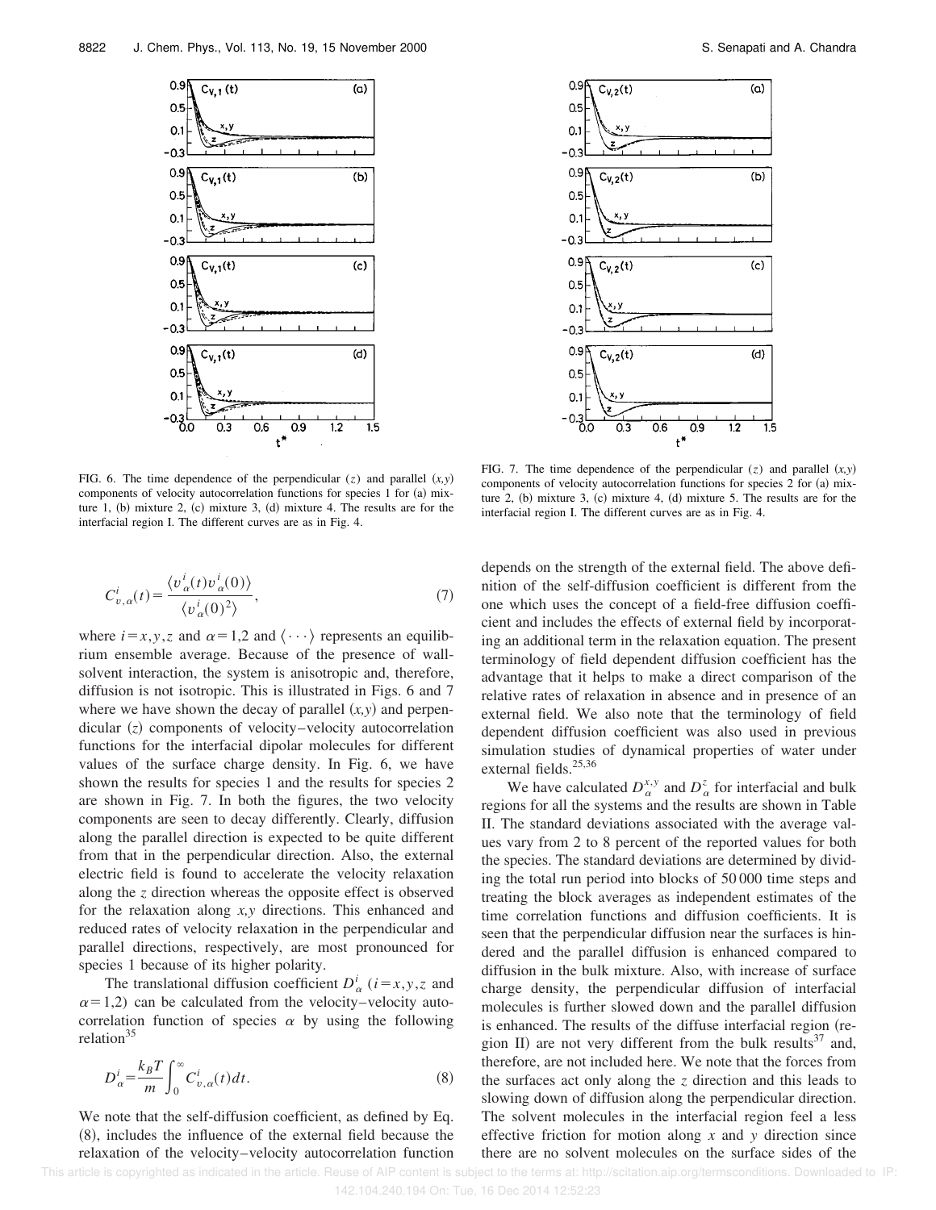FIG. 6. The time dependence of the perpendicular $(z)$ and parallel $(x,y)$ components of velocity autocorrelation functions for species 1 for (a) mixture 1, (b) mixture 2, (c) mixture 3, (d) mixture 4. The results are for the interfacial region I. The different curves are as in Fig. 4.

FIG. 7. The time dependence of the perpendicular $(z)$ and parallel $(x,y)$ components of velocity autocorrelation functions for species 2 for (a) mixture 2, (b) mixture 3, (c) mixture 4, (d) mixture 5. The results are for the interfacial region I. The different curves are as in Fig. 4.

$$C_{v,\alpha}^{i}(t)=\frac{\langle v_{\alpha}^{i}(t)v_{\alpha}^{i}(0)\rangle}{\langle v_{\alpha}^{i}(0)^{2}\rangle},\tag{7}$$

where $i=x,y,z$ and $\alpha=1,2$ and $\langle\cdots\rangle$ represents an equilibrium ensemble average. Because of the presence of wall-solvent interaction, the system is anisotropic and, therefore, diffusion is not isotropic. This is illustrated in Figs. 6 and 7 where we have shown the decay of parallel $(x,y)$ and perpendicular $(z)$ components of velocity–velocity autocorrelation functions for the interfacial dipolar molecules for different values of the surface charge density. In Fig. 6, we have shown the results for species 1 and the results for species 2 are shown in Fig. 7. In both the figures, the two velocity components are seen to decay differently. Clearly, diffusion along the parallel direction is expected to be quite different from that in the perpendicular direction. Also, the external electric field is found to accelerate the velocity relaxation along the $z$ direction whereas the opposite effect is observed for the relaxation along $x,y$ directions. This enhanced and reduced rates of velocity relaxation in the perpendicular and parallel directions, respectively, are most pronounced for species 1 because of its higher polarity.

The translational diffusion coefficient $D_{\alpha}^{i}$ ($i=x,y,z$ and $\alpha=1,2$) can be calculated from the velocity–velocity autocorrelation function of species $\alpha$ by using the following relation[35]

$$D_{\alpha}^{i}=\frac{k_{B}T}{m}\int_{0}^{\infty}C_{v,\alpha}^{i}(t)dt.\tag{8}$$

We note that the self-diffusion coefficient, as defined by Eq. (8), includes the influence of the external field because the relaxation of the velocity–velocity autocorrelation function depends on the strength of the external field. The above definition of the self-diffusion coefficient is different from the one which uses the concept of a field-free diffusion coefficient and includes the effects of external field by incorporating an additional term in the relaxation equation. The present terminology of field dependent diffusion coefficient has the advantage that it helps to make a direct comparison of the relative rates of relaxation in absence and in presence of an external field. We also note that the terminology of field dependent diffusion coefficient was also used in previous simulation studies of dynamical properties of water under external fields.[25,36]

We have calculated $D_{\alpha}^{x,y}$ and $D_{\alpha}^{z}$ for interfacial and bulk regions for all the systems and the results are shown in Table II. The standard deviations associated with the average values vary from 2 to 8 percent of the reported values for both the species. The standard deviations are determined by dividing the total run period into blocks of 50 000 time steps and treating the block averages as independent estimates of the time correlation functions and diffusion coefficients. It is seen that the perpendicular diffusion near the surfaces is hindered and the parallel diffusion is enhanced compared to diffusion in the bulk mixture. Also, with increase of surface charge density, the perpendicular diffusion of interfacial molecules is further slowed down and the parallel diffusion is enhanced. The results of the diffuse interfacial region (region II) are not very different from the bulk results[37] and, therefore, are not included here. We note that the forces from the surfaces act only along the $z$ direction and this leads to slowing down of diffusion along the perpendicular direction. The solvent molecules in the interfacial region feel a less effective friction for motion along $x$ and $y$ direction since there are no solvent molecules on the surface sides of the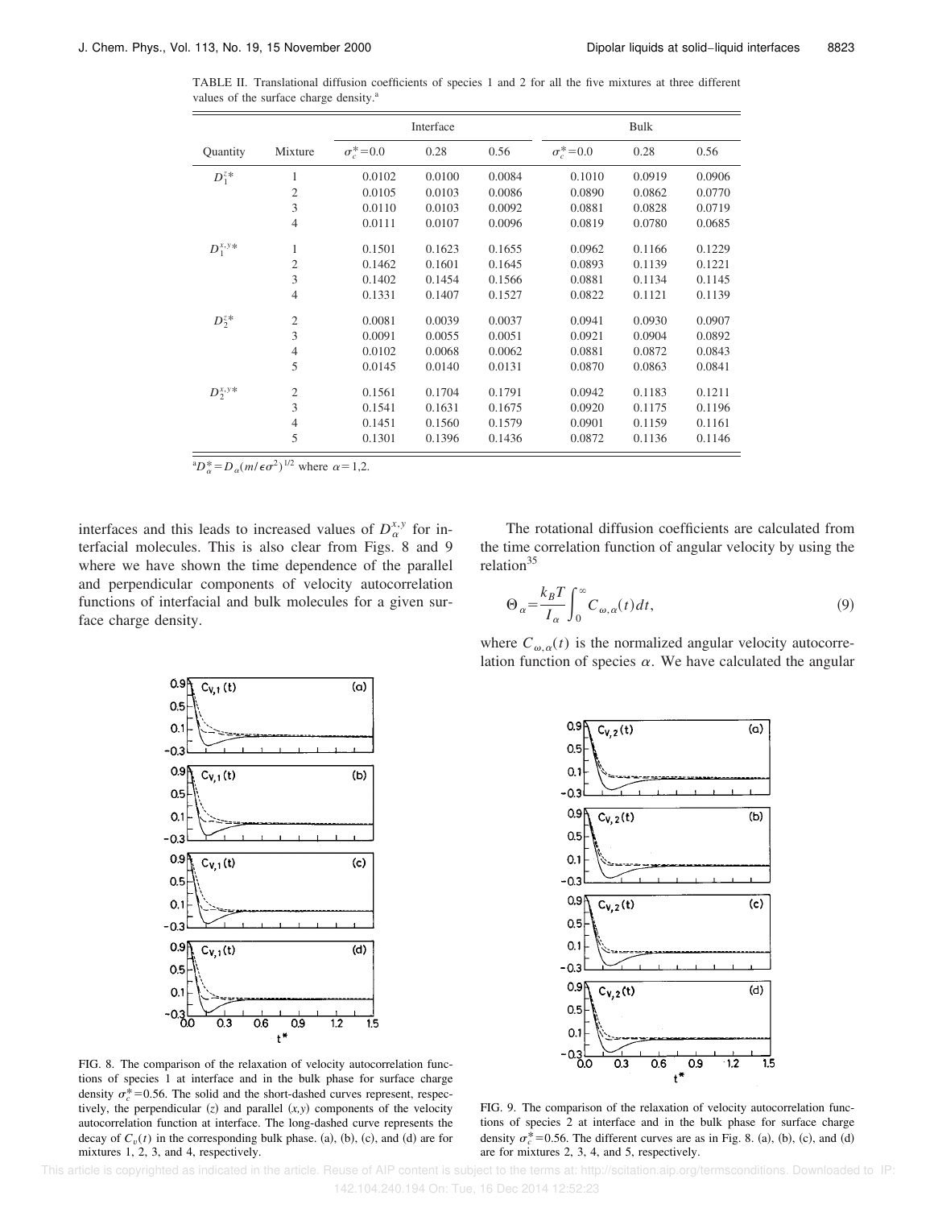TABLE II. Translational diffusion coefficients of species 1 and 2 for all the five mixtures at three different values of the surface charge density.[a]

| Quantity | Mixture | Interface | | | Bulk | | |
|---|---|---|---|---|---|---|---|
| | | $\sigma_c^*=0.0$ | 0.28 | 0.56 | $\sigma_c^*=0.0$ | 0.28 | 0.56 |
| $D_1^{z*}$ | 1 | 0.0102 | 0.0100 | 0.0084 | 0.1010 | 0.0919 | 0.0906 |
| | 2 | 0.0105 | 0.0103 | 0.0086 | 0.0890 | 0.0862 | 0.0770 |
| | 3 | 0.0110 | 0.0103 | 0.0092 | 0.0881 | 0.0828 | 0.0719 |
| | 4 | 0.0111 | 0.0107 | 0.0096 | 0.0819 | 0.0780 | 0.0685 |
| $D_1^{x,y*}$ | 1 | 0.1501 | 0.1623 | 0.1655 | 0.0962 | 0.1166 | 0.1229 |
| | 2 | 0.1462 | 0.1601 | 0.1645 | 0.0893 | 0.1139 | 0.1221 |
| | 3 | 0.1402 | 0.1454 | 0.1566 | 0.0881 | 0.1134 | 0.1145 |
| | 4 | 0.1331 | 0.1407 | 0.1527 | 0.0822 | 0.1121 | 0.1139 |
| $D_2^{z*}$ | 2 | 0.0081 | 0.0039 | 0.0037 | 0.0941 | 0.0930 | 0.0907 |
| | 3 | 0.0091 | 0.0055 | 0.0051 | 0.0921 | 0.0904 | 0.0892 |
| | 4 | 0.0102 | 0.0068 | 0.0062 | 0.0881 | 0.0872 | 0.0843 |
| | 5 | 0.0145 | 0.0140 | 0.0131 | 0.0870 | 0.0863 | 0.0841 |
| $D_2^{x,y*}$ | 2 | 0.1561 | 0.1704 | 0.1791 | 0.0942 | 0.1183 | 0.1211 |
| | 3 | 0.1541 | 0.1631 | 0.1675 | 0.0920 | 0.1175 | 0.1196 |
| | 4 | 0.1451 | 0.1560 | 0.1579 | 0.0901 | 0.1159 | 0.1161 |
| | 5 | 0.1301 | 0.1396 | 0.1436 | 0.0872 | 0.1136 | 0.1146 |

[a] $D_\alpha^* = D_\alpha (m/\epsilon\sigma^2)^{1/2}$ where $\alpha = 1,2$.

interfaces and this leads to increased values of $D_\alpha^{x,y}$ for interfacial molecules. This is also clear from Figs. 8 and 9 where we have shown the time dependence of the parallel and perpendicular components of velocity autocorrelation functions of interfacial and bulk molecules for a given surface charge density.

FIG. 8. The comparison of the relaxation of velocity autocorrelation functions of species 1 at interface and in the bulk phase for surface charge density $\sigma_c^*=0.56$. The solid and the short-dashed curves represent, respectively, the perpendicular ($z$) and parallel ($x,y$) components of the velocity autocorrelation function at interface. The long-dashed curve represents the decay of $C_v(t)$ in the corresponding bulk phase. (a), (b), (c), and (d) are for mixtures 1, 2, 3, and 4, respectively.

The rotational diffusion coefficients are calculated from the time correlation function of angular velocity by using the relation[35]

$$\Theta_\alpha = \frac{k_B T}{I_\alpha} \int_0^\infty C_{\omega,\alpha}(t)\, dt, \tag{9}$$

where $C_{\omega,\alpha}(t)$ is the normalized angular velocity autocorrelation function of species $\alpha$. We have calculated the angular

FIG. 9. The comparison of the relaxation of velocity autocorrelation functions of species 2 at interface and in the bulk phase for surface charge density $\sigma_c^*=0.56$. The different curves are as in Fig. 8. (a), (b), (c), and (d) are for mixtures 2, 3, 4, and 5, respectively.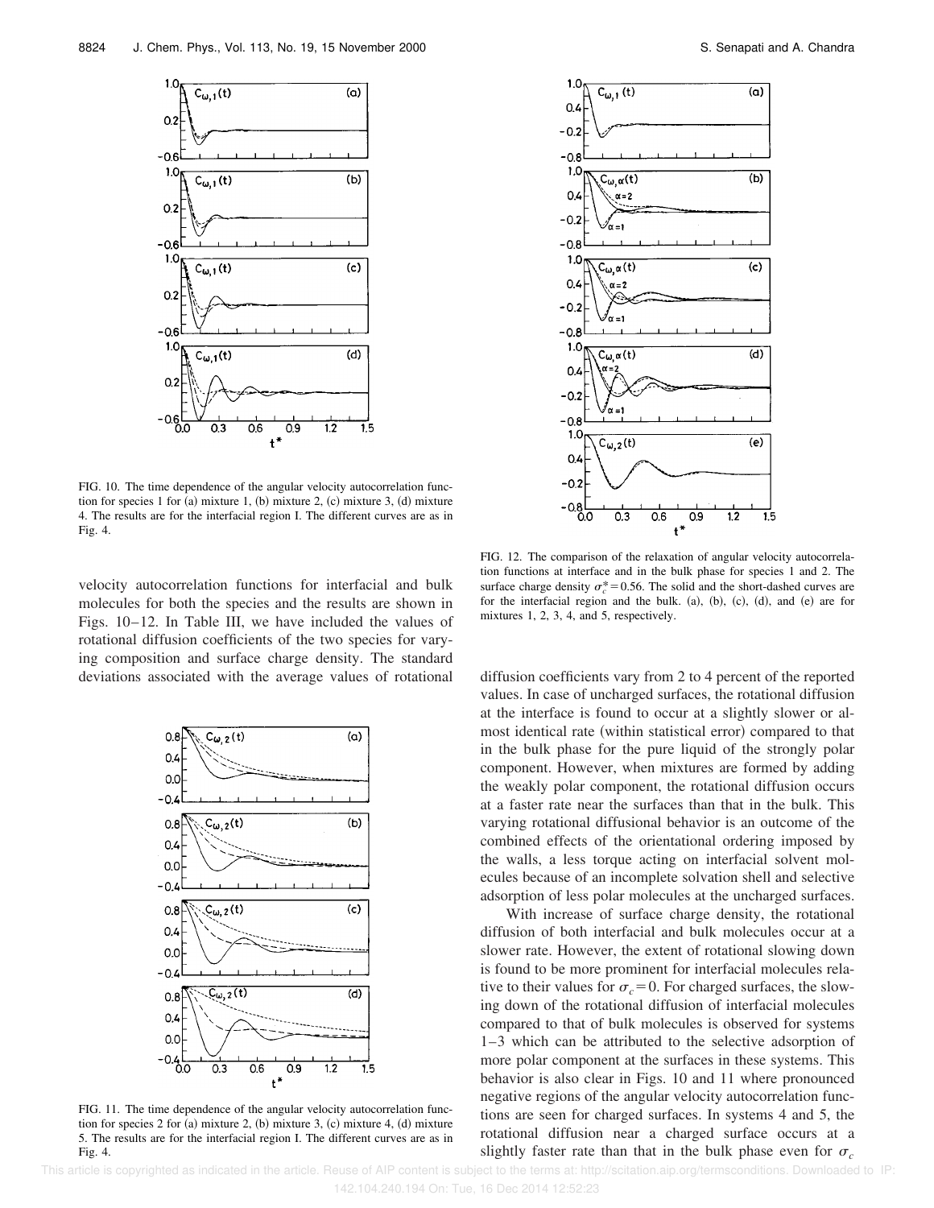FIG. 10. The time dependence of the angular velocity autocorrelation function for species 1 for (a) mixture 1, (b) mixture 2, (c) mixture 3, (d) mixture 4. The results are for the interfacial region I. The different curves are as in Fig. 4.

velocity autocorrelation functions for interfacial and bulk molecules for both the species and the results are shown in Figs. 10–12. In Table III, we have included the values of rotational diffusion coefficients of the two species for varying composition and surface charge density. The standard deviations associated with the average values of rotational

FIG. 11. The time dependence of the angular velocity autocorrelation function for species 2 for (a) mixture 2, (b) mixture 3, (c) mixture 4, (d) mixture 5. The results are for the interfacial region I. The different curves are as in Fig. 4.

FIG. 12. The comparison of the relaxation of angular velocity autocorrelation functions at interface and in the bulk phase for species 1 and 2. The surface charge density $\sigma_c^* = 0.56$. The solid and the short-dashed curves are for the interfacial region and the bulk. (a), (b), (c), (d), and (e) are for mixtures 1, 2, 3, 4, and 5, respectively.

diffusion coefficients vary from 2 to 4 percent of the reported values. In case of uncharged surfaces, the rotational diffusion at the interface is found to occur at a slightly slower or almost identical rate (within statistical error) compared to that in the bulk phase for the pure liquid of the strongly polar component. However, when mixtures are formed by adding the weakly polar component, the rotational diffusion occurs at a faster rate near the surfaces than that in the bulk. This varying rotational diffusional behavior is an outcome of the combined effects of the orientational ordering imposed by the walls, a less torque acting on interfacial solvent molecules because of an incomplete solvation shell and selective adsorption of less polar molecules at the uncharged surfaces.

With increase of surface charge density, the rotational diffusion of both interfacial and bulk molecules occur at a slower rate. However, the extent of rotational slowing down is found to be more prominent for interfacial molecules relative to their values for $\sigma_c = 0$. For charged surfaces, the slowing down of the rotational diffusion of interfacial molecules compared to that of bulk molecules is observed for systems 1–3 which can be attributed to the selective adsorption of more polar component at the surfaces in these systems. This behavior is also clear in Figs. 10 and 11 where pronounced negative regions of the angular velocity autocorrelation functions are seen for charged surfaces. In systems 4 and 5, the rotational diffusion near a charged surface occurs at a slightly faster rate than that in the bulk phase even for $\sigma_c$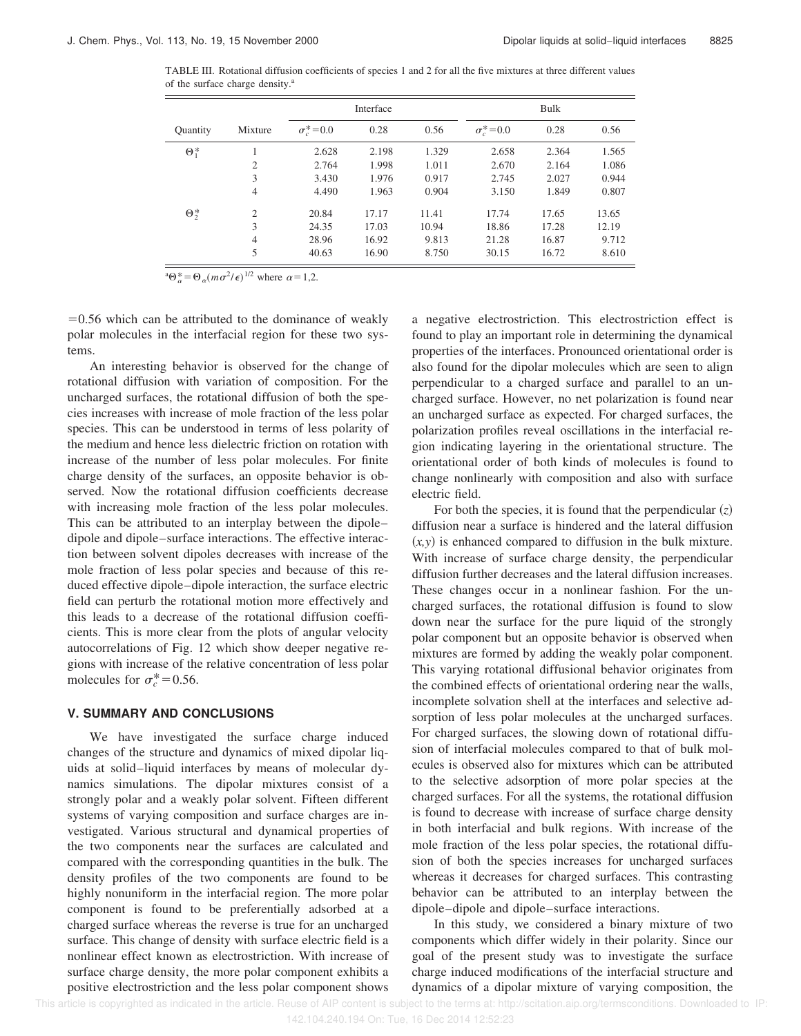TABLE III. Rotational diffusion coefficients of species 1 and 2 for all the five mixtures at three different values of the surface charge density.[a]

| Quantity | Mixture | Interface | | | Bulk | | |
|---|---|---|---|---|---|---|---|
| | | $\sigma_c^*=0.0$ | 0.28 | 0.56 | $\sigma_c^*=0.0$ | 0.28 | 0.56 |
| $\Theta_1^*$ | 1 | 2.628 | 2.198 | 1.329 | 2.658 | 2.364 | 1.565 |
| | 2 | 2.764 | 1.998 | 1.011 | 2.670 | 2.164 | 1.086 |
| | 3 | 3.430 | 1.976 | 0.917 | 2.745 | 2.027 | 0.944 |
| | 4 | 4.490 | 1.963 | 0.904 | 3.150 | 1.849 | 0.807 |
| $\Theta_2^*$ | 2 | 20.84 | 17.17 | 11.41 | 17.74 | 17.65 | 13.65 |
| | 3 | 24.35 | 17.03 | 10.94 | 18.86 | 17.28 | 12.19 |
| | 4 | 28.96 | 16.92 | 9.813 | 21.28 | 16.87 | 9.712 |
| | 5 | 40.63 | 16.90 | 8.750 | 30.15 | 16.72 | 8.610 |

[a] $\Theta_\alpha^* = \Theta_\alpha (m\sigma^2/\epsilon)^{1/2}$ where $\alpha = 1,2$.

$=0.56$ which can be attributed to the dominance of weakly polar molecules in the interfacial region for these two systems.

An interesting behavior is observed for the change of rotational diffusion with variation of composition. For the uncharged surfaces, the rotational diffusion of both the species increases with increase of mole fraction of the less polar species. This can be understood in terms of less polarity of the medium and hence less dielectric friction on rotation with increase of the number of less polar molecules. For finite charge density of the surfaces, an opposite behavior is observed. Now the rotational diffusion coefficients decrease with increasing mole fraction of the less polar molecules. This can be attributed to an interplay between the dipole–dipole and dipole–surface interactions. The effective interaction between solvent dipoles decreases with increase of the mole fraction of less polar species and because of this reduced effective dipole–dipole interaction, the surface electric field can perturb the rotational motion more effectively and this leads to a decrease of the rotational diffusion coefficients. This is more clear from the plots of angular velocity autocorrelations of Fig. 12 which show deeper negative regions with increase of the relative concentration of less polar molecules for $\sigma_c^* = 0.56$.

## V. SUMMARY AND CONCLUSIONS

We have investigated the surface charge induced changes of the structure and dynamics of mixed dipolar liquids at solid–liquid interfaces by means of molecular dynamics simulations. The dipolar mixtures consist of a strongly polar and a weakly polar solvent. Fifteen different systems of varying composition and surface charges are investigated. Various structural and dynamical properties of the two components near the surfaces are calculated and compared with the corresponding quantities in the bulk. The density profiles of the two components are found to be highly nonuniform in the interfacial region. The more polar component is found to be preferentially adsorbed at a charged surface whereas the reverse is true for an uncharged surface. This change of density with surface electric field is a nonlinear effect known as electrostriction. With increase of surface charge density, the more polar component exhibits a positive electrostriction and the less polar component shows a negative electrostriction. This electrostriction effect is found to play an important role in determining the dynamical properties of the interfaces. Pronounced orientational order is also found for the dipolar molecules which are seen to align perpendicular to a charged surface and parallel to an uncharged surface. However, no net polarization is found near an uncharged surface as expected. For charged surfaces, the polarization profiles reveal oscillations in the interfacial region indicating layering in the orientational structure. The orientational order of both kinds of molecules is found to change nonlinearly with composition and also with surface electric field.

For both the species, it is found that the perpendicular $(z)$ diffusion near a surface is hindered and the lateral diffusion $(x,y)$ is enhanced compared to diffusion in the bulk mixture. With increase of surface charge density, the perpendicular diffusion further decreases and the lateral diffusion increases. These changes occur in a nonlinear fashion. For the uncharged surfaces, the rotational diffusion is found to slow down near the surface for the pure liquid of the strongly polar component but an opposite behavior is observed when mixtures are formed by adding the weakly polar component. This varying rotational diffusional behavior originates from the combined effects of orientational ordering near the walls, incomplete solvation shell at the interfaces and selective adsorption of less polar molecules at the uncharged surfaces. For charged surfaces, the slowing down of rotational diffusion of interfacial molecules compared to that of bulk molecules is observed also for mixtures which can be attributed to the selective adsorption of more polar species at the charged surfaces. For all the systems, the rotational diffusion is found to decrease with increase of surface charge density in both interfacial and bulk regions. With increase of the mole fraction of the less polar species, the rotational diffusion of both the species increases for uncharged surfaces whereas it decreases for charged surfaces. This contrasting behavior can be attributed to an interplay between the dipole–dipole and dipole–surface interactions.

In this study, we considered a binary mixture of two components which differ widely in their polarity. Since our goal of the present study was to investigate the surface charge induced modifications of the interfacial structure and dynamics of a dipolar mixture of varying composition, the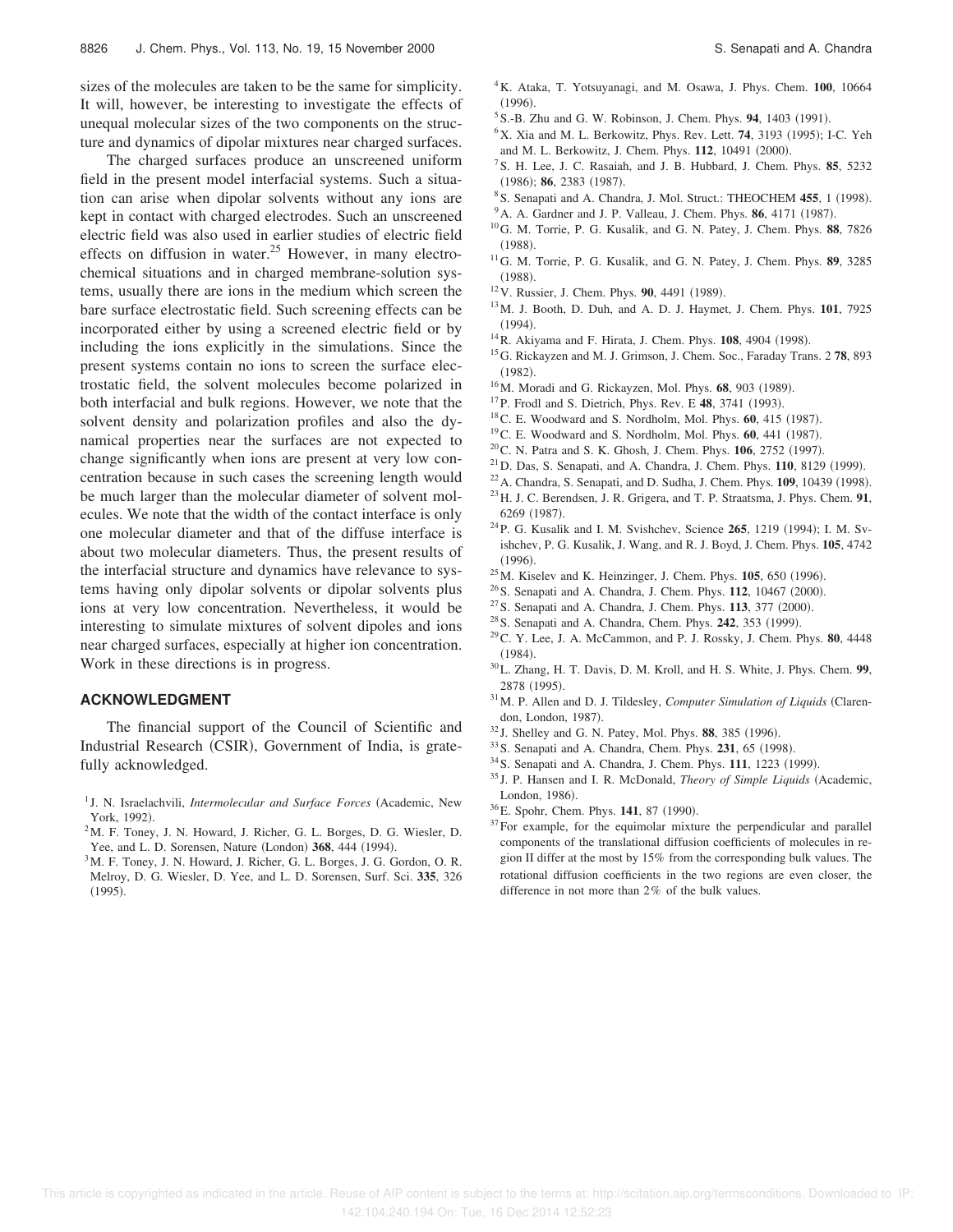sizes of the molecules are taken to be the same for simplicity. It will, however, be interesting to investigate the effects of unequal molecular sizes of the two components on the structure and dynamics of dipolar mixtures near charged surfaces.

The charged surfaces produce an unscreened uniform field in the present model interfacial systems. Such a situation can arise when dipolar solvents without any ions are kept in contact with charged electrodes. Such an unscreened electric field was also used in earlier studies of electric field effects on diffusion in water.[25] However, in many electrochemical situations and in charged membrane-solution systems, usually there are ions in the medium which screen the bare surface electrostatic field. Such screening effects can be incorporated either by using a screened electric field or by including the ions explicitly in the simulations. Since the present systems contain no ions to screen the surface electrostatic field, the solvent molecules become polarized in both interfacial and bulk regions. However, we note that the solvent density and polarization profiles and also the dynamical properties near the surfaces are not expected to change significantly when ions are present at very low concentration because in such cases the screening length would be much larger than the molecular diameter of solvent molecules. We note that the width of the contact interface is only one molecular diameter and that of the diffuse interface is about two molecular diameters. Thus, the present results of the interfacial structure and dynamics have relevance to systems having only dipolar solvents or dipolar solvents plus ions at very low concentration. Nevertheless, it would be interesting to simulate mixtures of solvent dipoles and ions near charged surfaces, especially at higher ion concentration. Work in these directions is in progress.

## ACKNOWLEDGMENT

The financial support of the Council of Scientific and Industrial Research (CSIR), Government of India, is gratefully acknowledged.

[1] J. N. Israelachvili, *Intermolecular and Surface Forces* (Academic, New York, 1992).

[2] M. F. Toney, J. N. Howard, J. Richer, G. L. Borges, D. G. Wiesler, D. Yee, and L. D. Sorensen, Nature (London) **368**, 444 (1994).

[3] M. F. Toney, J. N. Howard, J. Richer, G. L. Borges, J. G. Gordon, O. R. Melroy, D. G. Wiesler, D. Yee, and L. D. Sorensen, Surf. Sci. **335**, 326 (1995).

[4] K. Ataka, T. Yotsuyanagi, and M. Osawa, J. Phys. Chem. **100**, 10664 (1996).

[5] S.-B. Zhu and G. W. Robinson, J. Chem. Phys. **94**, 1403 (1991).

[6] X. Xia and M. L. Berkowitz, Phys. Rev. Lett. **74**, 3193 (1995); I-C. Yeh and M. L. Berkowitz, J. Chem. Phys. **112**, 10491 (2000).

[7] S. H. Lee, J. C. Rasaiah, and J. B. Hubbard, J. Chem. Phys. **85**, 5232 (1986); **86**, 2383 (1987).

[8] S. Senapati and A. Chandra, J. Mol. Struct.: THEOCHEM **455**, 1 (1998).

[9] A. A. Gardner and J. P. Valleau, J. Chem. Phys. **86**, 4171 (1987).

[10] G. M. Torrie, P. G. Kusalik, and G. N. Patey, J. Chem. Phys. **88**, 7826 (1988).

[11] G. M. Torrie, P. G. Kusalik, and G. N. Patey, J. Chem. Phys. **89**, 3285 (1988).

[12] V. Russier, J. Chem. Phys. **90**, 4491 (1989).

[13] M. J. Booth, D. Duh, and A. D. J. Haymet, J. Chem. Phys. **101**, 7925 (1994).

[14] R. Akiyama and F. Hirata, J. Chem. Phys. **108**, 4904 (1998).

[15] G. Rickayzen and M. J. Grimson, J. Chem. Soc., Faraday Trans. 2 **78**, 893 (1982).

[16] M. Moradi and G. Rickayzen, Mol. Phys. **68**, 903 (1989).

[17] P. Frodl and S. Dietrich, Phys. Rev. E **48**, 3741 (1993).

[18] C. E. Woodward and S. Nordholm, Mol. Phys. **60**, 415 (1987).

[19] C. E. Woodward and S. Nordholm, Mol. Phys. **60**, 441 (1987).

[20] C. N. Patra and S. K. Ghosh, J. Chem. Phys. **106**, 2752 (1997).

[21] D. Das, S. Senapati, and A. Chandra, J. Chem. Phys. **110**, 8129 (1999).

[22] A. Chandra, S. Senapati, and D. Sudha, J. Chem. Phys. **109**, 10439 (1998).

[23] H. J. C. Berendsen, J. R. Grigera, and T. P. Straatsma, J. Phys. Chem. **91**, 6269 (1987).

[24] P. G. Kusalik and I. M. Svishchev, Science **265**, 1219 (1994); I. M. Svishchev, P. G. Kusalik, J. Wang, and R. J. Boyd, J. Chem. Phys. **105**, 4742 (1996).

[25] M. Kiselev and K. Heinzinger, J. Chem. Phys. **105**, 650 (1996).

[26] S. Senapati and A. Chandra, J. Chem. Phys. **112**, 10467 (2000).

[27] S. Senapati and A. Chandra, J. Chem. Phys. **113**, 377 (2000).

[28] S. Senapati and A. Chandra, Chem. Phys. **242**, 353 (1999).

[29] C. Y. Lee, J. A. McCammon, and P. J. Rossky, J. Chem. Phys. **80**, 4448 (1984).

[30] L. Zhang, H. T. Davis, D. M. Kroll, and H. S. White, J. Phys. Chem. **99**, 2878 (1995).

[31] M. P. Allen and D. J. Tildesley, *Computer Simulation of Liquids* (Clarendon, London, 1987).

[32] J. Shelley and G. N. Patey, Mol. Phys. **88**, 385 (1996).

[33] S. Senapati and A. Chandra, Chem. Phys. **231**, 65 (1998).

[34] S. Senapati and A. Chandra, J. Chem. Phys. **111**, 1223 (1999).

[35] J. P. Hansen and I. R. McDonald, *Theory of Simple Liquids* (Academic, London, 1986).

[36] E. Spohr, Chem. Phys. **141**, 87 (1990).

[37] For example, for the equimolar mixture the perpendicular and parallel components of the translational diffusion coefficients of molecules in region II differ at the most by 15% from the corresponding bulk values. The rotational diffusion coefficients in the two regions are even closer, the difference in not more than 2% of the bulk values.